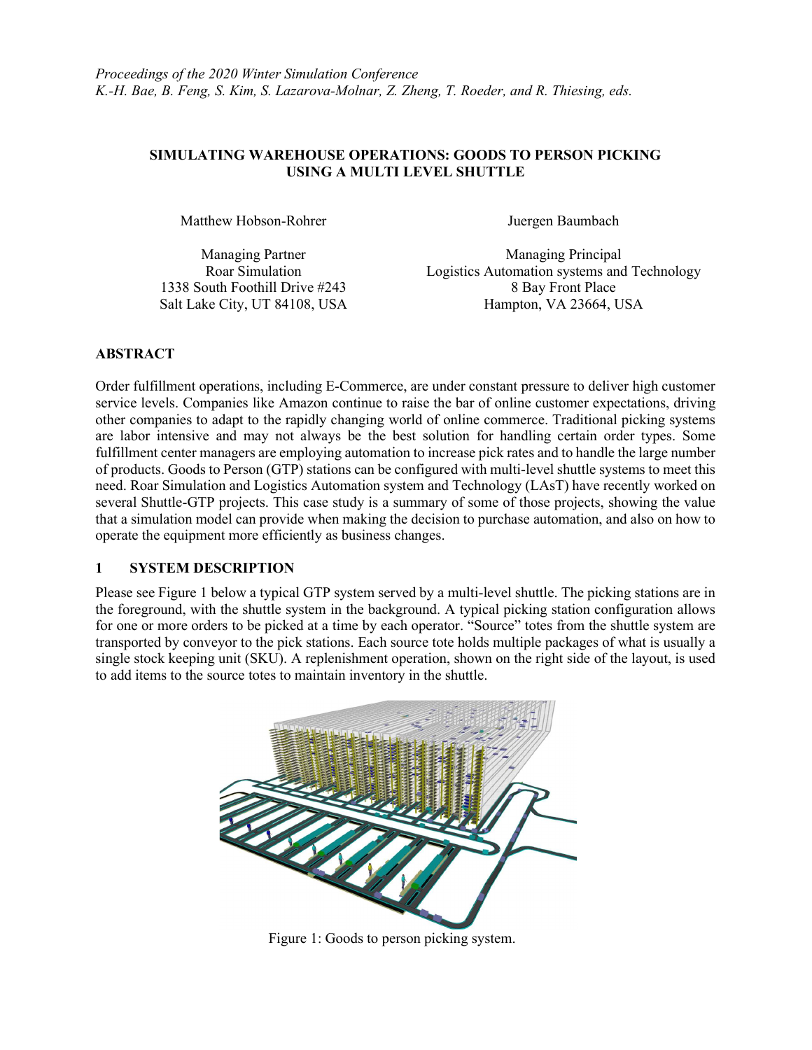*Proceedings of the 2020 Winter Simulation Conference*
*K.-H. Bae, B. Feng, S. Kim, S. Lazarova-Molnar, Z. Zheng, T. Roeder, and R. Thiesing, eds.*

# SIMULATING WAREHOUSE OPERATIONS: GOODS TO PERSON PICKING USING A MULTI LEVEL SHUTTLE

Matthew Hobson-Rohrer

Managing Partner
Roar Simulation
1338 South Foothill Drive #243
Salt Lake City, UT 84108, USA

Juergen Baumbach

Managing Principal
Logistics Automation systems and Technology
8 Bay Front Place
Hampton, VA 23664, USA

## ABSTRACT

Order fulfillment operations, including E-Commerce, are under constant pressure to deliver high customer service levels. Companies like Amazon continue to raise the bar of online customer expectations, driving other companies to adapt to the rapidly changing world of online commerce. Traditional picking systems are labor intensive and may not always be the best solution for handling certain order types. Some fulfillment center managers are employing automation to increase pick rates and to handle the large number of products. Goods to Person (GTP) stations can be configured with multi-level shuttle systems to meet this need. Roar Simulation and Logistics Automation system and Technology (LAsT) have recently worked on several Shuttle-GTP projects. This case study is a summary of some of those projects, showing the value that a simulation model can provide when making the decision to purchase automation, and also on how to operate the equipment more efficiently as business changes.

## 1 SYSTEM DESCRIPTION

Please see Figure 1 below a typical GTP system served by a multi-level shuttle. The picking stations are in the foreground, with the shuttle system in the background. A typical picking station configuration allows for one or more orders to be picked at a time by each operator. "Source" totes from the shuttle system are transported by conveyor to the pick stations. Each source tote holds multiple packages of what is usually a single stock keeping unit (SKU). A replenishment operation, shown on the right side of the layout, is used to add items to the source totes to maintain inventory in the shuttle.

Figure 1: Goods to person picking system.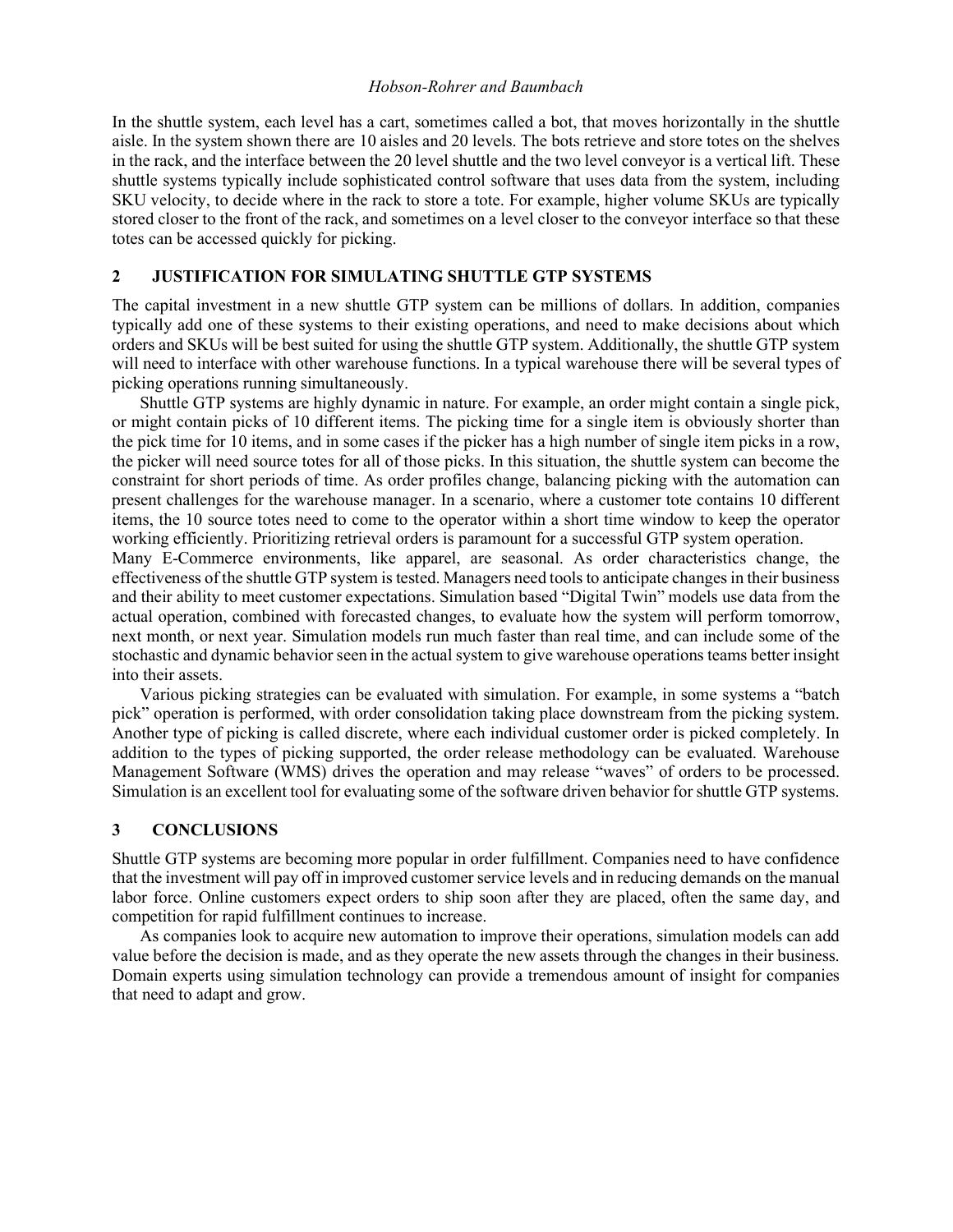In the shuttle system, each level has a cart, sometimes called a bot, that moves horizontally in the shuttle aisle. In the system shown there are 10 aisles and 20 levels. The bots retrieve and store totes on the shelves in the rack, and the interface between the 20 level shuttle and the two level conveyor is a vertical lift. These shuttle systems typically include sophisticated control software that uses data from the system, including SKU velocity, to decide where in the rack to store a tote. For example, higher volume SKUs are typically stored closer to the front of the rack, and sometimes on a level closer to the conveyor interface so that these totes can be accessed quickly for picking.

## 2 JUSTIFICATION FOR SIMULATING SHUTTLE GTP SYSTEMS

The capital investment in a new shuttle GTP system can be millions of dollars. In addition, companies typically add one of these systems to their existing operations, and need to make decisions about which orders and SKUs will be best suited for using the shuttle GTP system. Additionally, the shuttle GTP system will need to interface with other warehouse functions. In a typical warehouse there will be several types of picking operations running simultaneously.

Shuttle GTP systems are highly dynamic in nature. For example, an order might contain a single pick, or might contain picks of 10 different items. The picking time for a single item is obviously shorter than the pick time for 10 items, and in some cases if the picker has a high number of single item picks in a row, the picker will need source totes for all of those picks. In this situation, the shuttle system can become the constraint for short periods of time. As order profiles change, balancing picking with the automation can present challenges for the warehouse manager. In a scenario, where a customer tote contains 10 different items, the 10 source totes need to come to the operator within a short time window to keep the operator working efficiently. Prioritizing retrieval orders is paramount for a successful GTP system operation.

Many E-Commerce environments, like apparel, are seasonal. As order characteristics change, the effectiveness of the shuttle GTP system is tested. Managers need tools to anticipate changes in their business and their ability to meet customer expectations. Simulation based "Digital Twin" models use data from the actual operation, combined with forecasted changes, to evaluate how the system will perform tomorrow, next month, or next year. Simulation models run much faster than real time, and can include some of the stochastic and dynamic behavior seen in the actual system to give warehouse operations teams better insight into their assets.

Various picking strategies can be evaluated with simulation. For example, in some systems a "batch pick" operation is performed, with order consolidation taking place downstream from the picking system. Another type of picking is called discrete, where each individual customer order is picked completely. In addition to the types of picking supported, the order release methodology can be evaluated. Warehouse Management Software (WMS) drives the operation and may release "waves" of orders to be processed. Simulation is an excellent tool for evaluating some of the software driven behavior for shuttle GTP systems.

## 3 CONCLUSIONS

Shuttle GTP systems are becoming more popular in order fulfillment. Companies need to have confidence that the investment will pay off in improved customer service levels and in reducing demands on the manual labor force. Online customers expect orders to ship soon after they are placed, often the same day, and competition for rapid fulfillment continues to increase.

As companies look to acquire new automation to improve their operations, simulation models can add value before the decision is made, and as they operate the new assets through the changes in their business. Domain experts using simulation technology can provide a tremendous amount of insight for companies that need to adapt and grow.